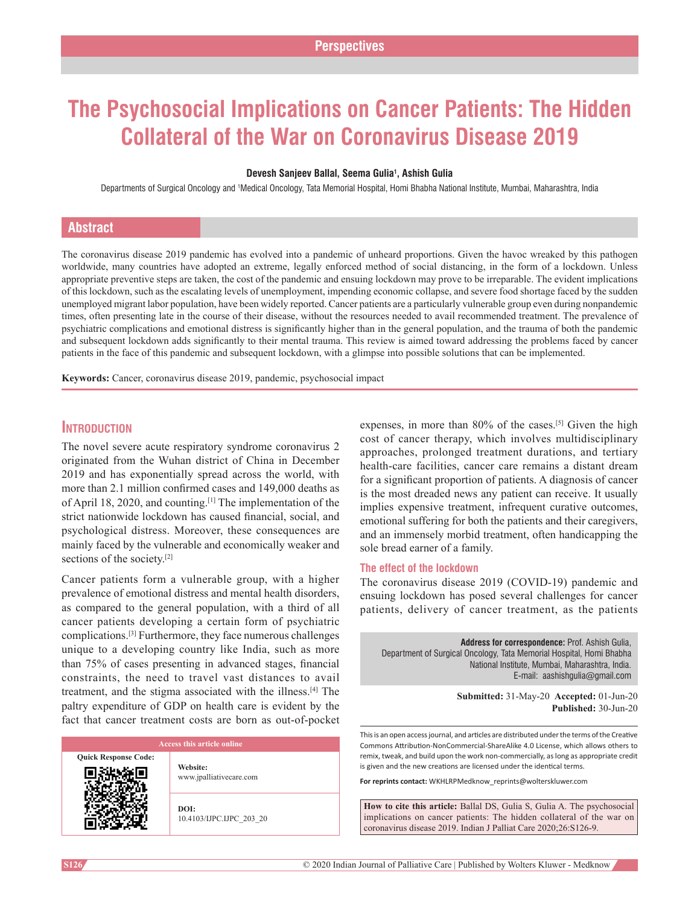Perspectives

# The Psychosocial Implications on Cancer Patients: The Hidden Collateral of the War on Coronavirus Disease 2019

**Devesh Sanjeev Ballal, Seema Gulia[1], Ashish Gulia**

Departments of Surgical Oncology and [1]Medical Oncology, Tata Memorial Hospital, Homi Bhabha National Institute, Mumbai, Maharashtra, India

## Abstract

The coronavirus disease 2019 pandemic has evolved into a pandemic of unheard proportions. Given the havoc wreaked by this pathogen worldwide, many countries have adopted an extreme, legally enforced method of social distancing, in the form of a lockdown. Unless appropriate preventive steps are taken, the cost of the pandemic and ensuing lockdown may prove to be irreparable. The evident implications of this lockdown, such as the escalating levels of unemployment, impending economic collapse, and severe food shortage faced by the sudden unemployed migrant labor population, have been widely reported. Cancer patients are a particularly vulnerable group even during nonpandemic times, often presenting late in the course of their disease, without the resources needed to avail recommended treatment. The prevalence of psychiatric complications and emotional distress is significantly higher than in the general population, and the trauma of both the pandemic and subsequent lockdown adds significantly to their mental trauma. This review is aimed toward addressing the problems faced by cancer patients in the face of this pandemic and subsequent lockdown, with a glimpse into possible solutions that can be implemented.

**Keywords:** Cancer, coronavirus disease 2019, pandemic, psychosocial impact

## Introduction

The novel severe acute respiratory syndrome coronavirus 2 originated from the Wuhan district of China in December 2019 and has exponentially spread across the world, with more than 2.1 million confirmed cases and 149,000 deaths as of April 18, 2020, and counting.[1] The implementation of the strict nationwide lockdown has caused financial, social, and psychological distress. Moreover, these consequences are mainly faced by the vulnerable and economically weaker and sections of the society.[2]

Cancer patients form a vulnerable group, with a higher prevalence of emotional distress and mental health disorders, as compared to the general population, with a third of all cancer patients developing a certain form of psychiatric complications.[3] Furthermore, they face numerous challenges unique to a developing country like India, such as more than 75% of cases presenting in advanced stages, financial constraints, the need to travel vast distances to avail treatment, and the stigma associated with the illness.[4] The paltry expenditure of GDP on health care is evident by the fact that cancer treatment costs are born as out-of-pocket expenses, in more than 80% of the cases.[5] Given the high cost of cancer therapy, which involves multidisciplinary approaches, prolonged treatment durations, and tertiary health-care facilities, cancer care remains a distant dream for a significant proportion of patients. A diagnosis of cancer is the most dreaded news any patient can receive. It usually implies expensive treatment, infrequent curative outcomes, emotional suffering for both the patients and their caregivers, and an immensely morbid treatment, often handicapping the sole bread earner of a family.

### The effect of the lockdown

The coronavirus disease 2019 (COVID-19) pandemic and ensuing lockdown has posed several challenges for cancer patients, delivery of cancer treatment, as the patients

**Address for correspondence:** Prof. Ashish Gulia, Department of Surgical Oncology, Tata Memorial Hospital, Homi Bhabha National Institute, Mumbai, Maharashtra, India. E-mail: aashishgulia@gmail.com

**Submitted:** 31-May-20 **Accepted:** 01-Jun-20 **Published:** 30-Jun-20

This is an open access journal, and articles are distributed under the terms of the Creative Commons Attribution-NonCommercial-ShareAlike 4.0 License, which allows others to remix, tweak, and build upon the work non-commercially, as long as appropriate credit is given and the new creations are licensed under the identical terms.

**For reprints contact:** WKHLRPMedknow_reprints@wolterskluwer.com

**How to cite this article:** Ballal DS, Gulia S, Gulia A. The psychosocial implications on cancer patients: The hidden collateral of the war on coronavirus disease 2019. Indian J Palliat Care 2020;26:S126-9.

| Access this article online | |
|---|---|
| Quick Response Code: | **Website:** www.jpalliativecare.com |
| | **DOI:** 10.4103/IJPC.IJPC_203_20 |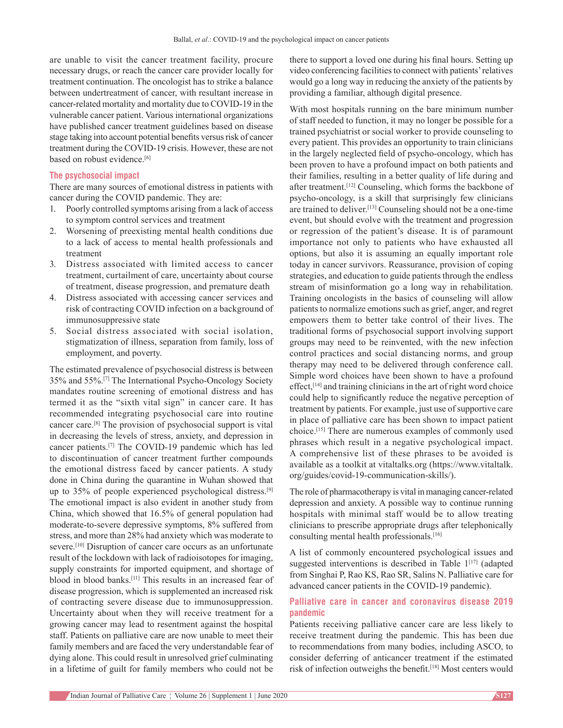are unable to visit the cancer treatment facility, procure necessary drugs, or reach the cancer care provider locally for treatment continuation. The oncologist has to strike a balance between undertreatment of cancer, with resultant increase in cancer-related mortality and mortality due to COVID-19 in the vulnerable cancer patient. Various international organizations have published cancer treatment guidelines based on disease stage taking into account potential benefits versus risk of cancer treatment during the COVID-19 crisis. However, these are not based on robust evidence.[6]

## The psychosocial impact

There are many sources of emotional distress in patients with cancer during the COVID pandemic. They are:

1. Poorly controlled symptoms arising from a lack of access to symptom control services and treatment
2. Worsening of preexisting mental health conditions due to a lack of access to mental health professionals and treatment
3. Distress associated with limited access to cancer treatment, curtailment of care, uncertainty about course of treatment, disease progression, and premature death
4. Distress associated with accessing cancer services and risk of contracting COVID infection on a background of immunosuppressive state
5. Social distress associated with social isolation, stigmatization of illness, separation from family, loss of employment, and poverty.

The estimated prevalence of psychosocial distress is between 35% and 55%.[7] The International Psycho-Oncology Society mandates routine screening of emotional distress and has termed it as the "sixth vital sign" in cancer care. It has recommended integrating psychosocial care into routine cancer care.[8] The provision of psychosocial support is vital in decreasing the levels of stress, anxiety, and depression in cancer patients.[7] The COVID-19 pandemic which has led to discontinuation of cancer treatment further compounds the emotional distress faced by cancer patients. A study done in China during the quarantine in Wuhan showed that up to 35% of people experienced psychological distress.[9] The emotional impact is also evident in another study from China, which showed that 16.5% of general population had moderate-to-severe depressive symptoms, 8% suffered from stress, and more than 28% had anxiety which was moderate to severe.[10] Disruption of cancer care occurs as an unfortunate result of the lockdown with lack of radioisotopes for imaging, supply constraints for imported equipment, and shortage of blood in blood banks.[11] This results in an increased fear of disease progression, which is supplemented an increased risk of contracting severe disease due to immunosuppression. Uncertainty about when they will receive treatment for a growing cancer may lead to resentment against the hospital staff. Patients on palliative care are now unable to meet their family members and are faced the very understandable fear of dying alone. This could result in unresolved grief culminating in a lifetime of guilt for family members who could not be there to support a loved one during his final hours. Setting up video conferencing facilities to connect with patients' relatives would go a long way in reducing the anxiety of the patients by providing a familiar, although digital presence.

With most hospitals running on the bare minimum number of staff needed to function, it may no longer be possible for a trained psychiatrist or social worker to provide counseling to every patient. This provides an opportunity to train clinicians in the largely neglected field of psycho-oncology, which has been proven to have a profound impact on both patients and their families, resulting in a better quality of life during and after treatment.[12] Counseling, which forms the backbone of psycho-oncology, is a skill that surprisingly few clinicians are trained to deliver.[13] Counseling should not be a one-time event, but should evolve with the treatment and progression or regression of the patient's disease. It is of paramount importance not only to patients who have exhausted all options, but also it is assuming an equally important role today in cancer survivors. Reassurance, provision of coping strategies, and education to guide patients through the endless stream of misinformation go a long way in rehabilitation. Training oncologists in the basics of counseling will allow patients to normalize emotions such as grief, anger, and regret empowers them to better take control of their lives. The traditional forms of psychosocial support involving support groups may need to be reinvented, with the new infection control practices and social distancing norms, and group therapy may need to be delivered through conference call. Simple word choices have been shown to have a profound effect,[14] and training clinicians in the art of right word choice could help to significantly reduce the negative perception of treatment by patients. For example, just use of supportive care in place of palliative care has been shown to impact patient choice.[15] There are numerous examples of commonly used phrases which result in a negative psychological impact. A comprehensive list of these phrases to be avoided is available as a toolkit at vitaltalks.org (https://www.vitaltalk.org/guides/covid-19-communication-skills/).

The role of pharmacotherapy is vital in managing cancer-related depression and anxiety. A possible way to continue running hospitals with minimal staff would be to allow treating clinicians to prescribe appropriate drugs after telephonically consulting mental health professionals.[16]

A list of commonly encountered psychological issues and suggested interventions is described in Table 1[17] (adapted from Singhai P, Rao KS, Rao SR, Salins N. Palliative care for advanced cancer patients in the COVID-19 pandemic).

## Palliative care in cancer and coronavirus disease 2019 pandemic

Patients receiving palliative cancer care are less likely to receive treatment during the pandemic. This has been due to recommendations from many bodies, including ASCO, to consider deferring of anticancer treatment if the estimated risk of infection outweighs the benefit.[18] Most centers would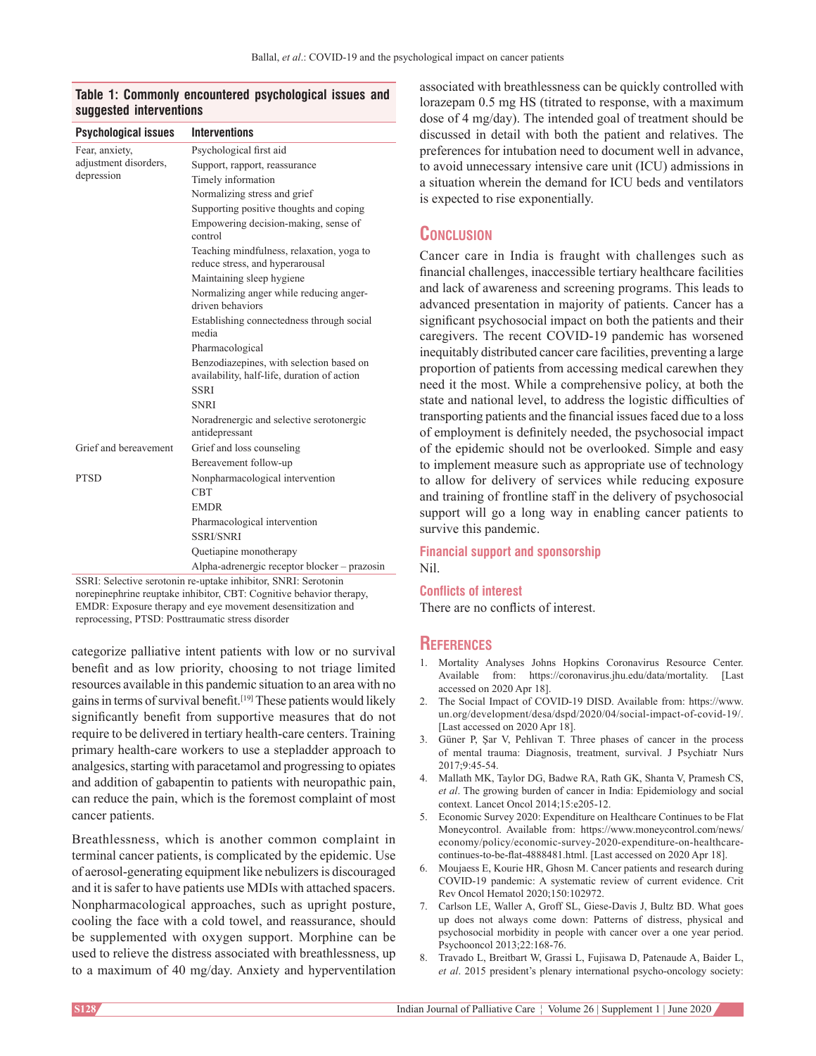**Table 1: Commonly encountered psychological issues and suggested interventions**

| Psychological issues | Interventions |
|---|---|
| Fear, anxiety, adjustment disorders, depression | Psychological first aid |
| | Support, rapport, reassurance |
| | Timely information |
| | Normalizing stress and grief |
| | Supporting positive thoughts and coping |
| | Empowering decision-making, sense of control |
| | Teaching mindfulness, relaxation, yoga to reduce stress, and hyperarousal |
| | Maintaining sleep hygiene |
| | Normalizing anger while reducing anger-driven behaviors |
| | Establishing connectedness through social media |
| | Pharmacological |
| | Benzodiazepines, with selection based on availability, half-life, duration of action |
| | SSRI |
| | SNRI |
| | Noradrenergic and selective serotonergic antidepressant |
| Grief and bereavement | Grief and loss counseling |
| | Bereavement follow-up |
| PTSD | Nonpharmacological intervention |
| | CBT |
| | EMDR |
| | Pharmacological intervention |
| | SSRI/SNRI |
| | Quetiapine monotherapy |
| | Alpha-adrenergic receptor blocker – prazosin |

SSRI: Selective serotonin re-uptake inhibitor, SNRI: Serotonin norepinephrine reuptake inhibitor, CBT: Cognitive behavior therapy, EMDR: Exposure therapy and eye movement desensitization and reprocessing, PTSD: Posttraumatic stress disorder

categorize palliative intent patients with low or no survival benefit and as low priority, choosing to not triage limited resources available in this pandemic situation to an area with no gains in terms of survival benefit.[19] These patients would likely significantly benefit from supportive measures that do not require to be delivered in tertiary health-care centers. Training primary health-care workers to use a stepladder approach to analgesics, starting with paracetamol and progressing to opiates and addition of gabapentin to patients with neuropathic pain, can reduce the pain, which is the foremost complaint of most cancer patients.

Breathlessness, which is another common complaint in terminal cancer patients, is complicated by the epidemic. Use of aerosol-generating equipment like nebulizers is discouraged and it is safer to have patients use MDIs with attached spacers. Nonpharmacological approaches, such as upright posture, cooling the face with a cold towel, and reassurance, should be supplemented with oxygen support. Morphine can be used to relieve the distress associated with breathlessness, up to a maximum of 40 mg/day. Anxiety and hyperventilation associated with breathlessness can be quickly controlled with lorazepam 0.5 mg HS (titrated to response, with a maximum dose of 4 mg/day). The intended goal of treatment should be discussed in detail with both the patient and relatives. The preferences for intubation need to document well in advance, to avoid unnecessary intensive care unit (ICU) admissions in a situation wherein the demand for ICU beds and ventilators is expected to rise exponentially.

## Conclusion

Cancer care in India is fraught with challenges such as financial challenges, inaccessible tertiary healthcare facilities and lack of awareness and screening programs. This leads to advanced presentation in majority of patients. Cancer has a significant psychosocial impact on both the patients and their caregivers. The recent COVID-19 pandemic has worsened inequitably distributed cancer care facilities, preventing a large proportion of patients from accessing medical carewhen they need it the most. While a comprehensive policy, at both the state and national level, to address the logistic difficulties of transporting patients and the financial issues faced due to a loss of employment is definitely needed, the psychosocial impact of the epidemic should not be overlooked. Simple and easy to implement measure such as appropriate use of technology to allow for delivery of services while reducing exposure and training of frontline staff in the delivery of psychosocial support will go a long way in enabling cancer patients to survive this pandemic.

### Financial support and sponsorship

Nil.

### Conflicts of interest

There are no conflicts of interest.

## References

1. Mortality Analyses Johns Hopkins Coronavirus Resource Center. Available from: https://coronavirus.jhu.edu/data/mortality. [Last accessed on 2020 Apr 18].
2. The Social Impact of COVID-19 DISD. Available from: https://www.un.org/development/desa/dspd/2020/04/social-impact-of-covid-19/. [Last accessed on 2020 Apr 18].
3. Güner P, Şar V, Pehlivan T. Three phases of cancer in the process of mental trauma: Diagnosis, treatment, survival. J Psychiatr Nurs 2017;9:45-54.
4. Mallath MK, Taylor DG, Badwe RA, Rath GK, Shanta V, Pramesh CS, *et al*. The growing burden of cancer in India: Epidemiology and social context. Lancet Oncol 2014;15:e205-12.
5. Economic Survey 2020: Expenditure on Healthcare Continues to be Flat Moneycontrol. Available from: https://www.moneycontrol.com/news/economy/policy/economic-survey-2020-expenditure-on-healthcare-continues-to-be-flat-4888481.html. [Last accessed on 2020 Apr 18].
6. Moujaess E, Kourie HR, Ghosn M. Cancer patients and research during COVID-19 pandemic: A systematic review of current evidence. Crit Rev Oncol Hematol 2020;150:102972.
7. Carlson LE, Waller A, Groff SL, Giese-Davis J, Bultz BD. What goes up does not always come down: Patterns of distress, physical and psychosocial morbidity in people with cancer over a one year period. Psychooncol 2013;22:168-76.
8. Travado L, Breitbart W, Grassi L, Fujisawa D, Patenaude A, Baider L, *et al*. 2015 president's plenary international psycho-oncology society: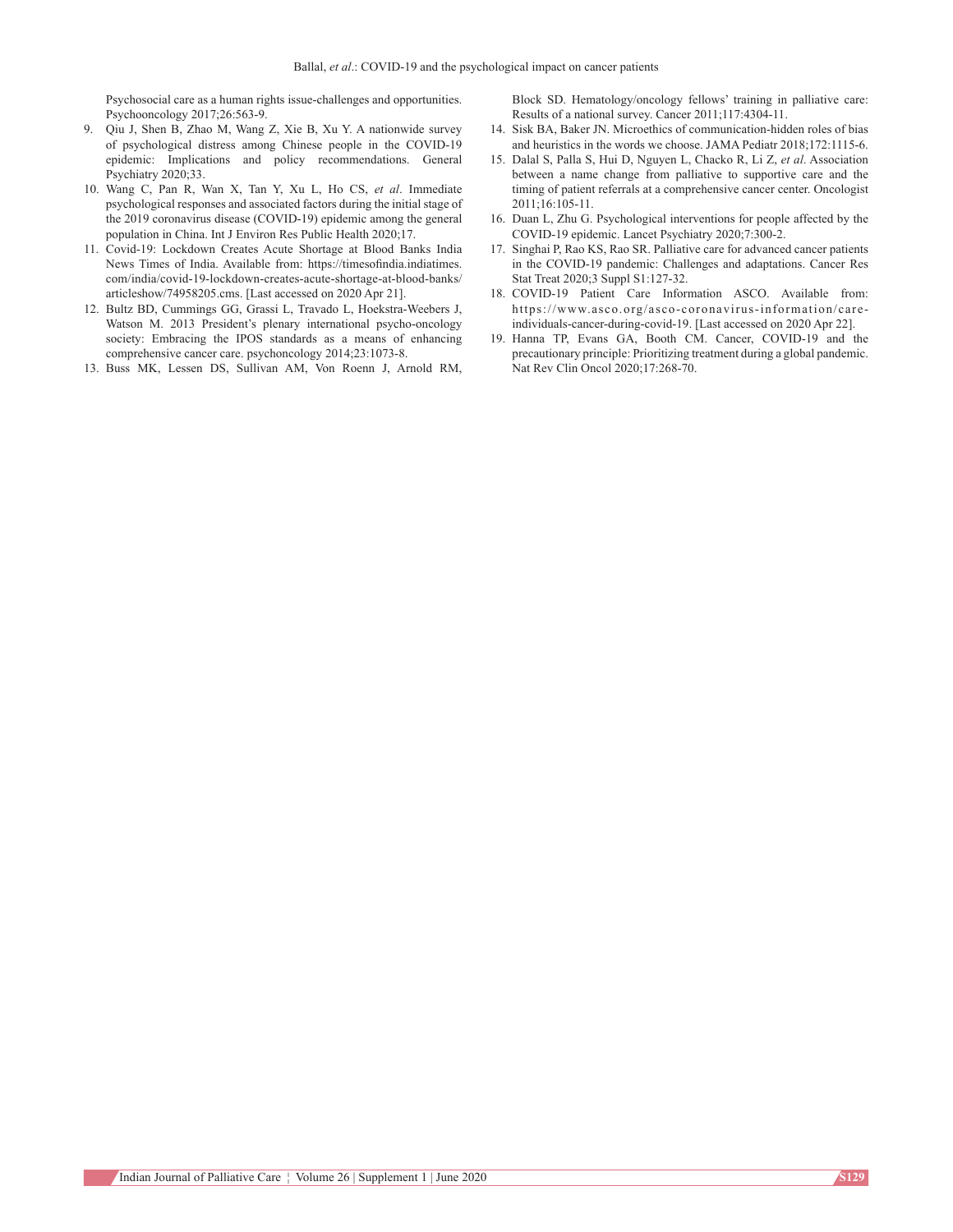Psychosocial care as a human rights issue-challenges and opportunities. Psychooncology 2017;26:563-9.

9. Qiu J, Shen B, Zhao M, Wang Z, Xie B, Xu Y. A nationwide survey of psychological distress among Chinese people in the COVID-19 epidemic: Implications and policy recommendations. General Psychiatry 2020;33.
10. Wang C, Pan R, Wan X, Tan Y, Xu L, Ho CS, *et al*. Immediate psychological responses and associated factors during the initial stage of the 2019 coronavirus disease (COVID-19) epidemic among the general population in China. Int J Environ Res Public Health 2020;17.
11. Covid-19: Lockdown Creates Acute Shortage at Blood Banks India News Times of India. Available from: https://timesofindia.indiatimes.com/india/covid-19-lockdown-creates-acute-shortage-at-blood-banks/articleshow/74958205.cms. [Last accessed on 2020 Apr 21].
12. Bultz BD, Cummings GG, Grassi L, Travado L, Hoekstra-Weebers J, Watson M. 2013 President's plenary international psycho-oncology society: Embracing the IPOS standards as a means of enhancing comprehensive cancer care. psychoncology 2014;23:1073-8.
13. Buss MK, Lessen DS, Sullivan AM, Von Roenn J, Arnold RM, Block SD. Hematology/oncology fellows' training in palliative care: Results of a national survey. Cancer 2011;117:4304-11.
14. Sisk BA, Baker JN. Microethics of communication-hidden roles of bias and heuristics in the words we choose. JAMA Pediatr 2018;172:1115-6.
15. Dalal S, Palla S, Hui D, Nguyen L, Chacko R, Li Z, *et al*. Association between a name change from palliative to supportive care and the timing of patient referrals at a comprehensive cancer center. Oncologist 2011;16:105-11.
16. Duan L, Zhu G. Psychological interventions for people affected by the COVID-19 epidemic. Lancet Psychiatry 2020;7:300-2.
17. Singhai P, Rao KS, Rao SR. Palliative care for advanced cancer patients in the COVID-19 pandemic: Challenges and adaptations. Cancer Res Stat Treat 2020;3 Suppl S1:127-32.
18. COVID-19 Patient Care Information ASCO. Available from: https://www.asco.org/asco-coronavirus-information/care-individuals-cancer-during-covid-19. [Last accessed on 2020 Apr 22].
19. Hanna TP, Evans GA, Booth CM. Cancer, COVID-19 and the precautionary principle: Prioritizing treatment during a global pandemic. Nat Rev Clin Oncol 2020;17:268-70.